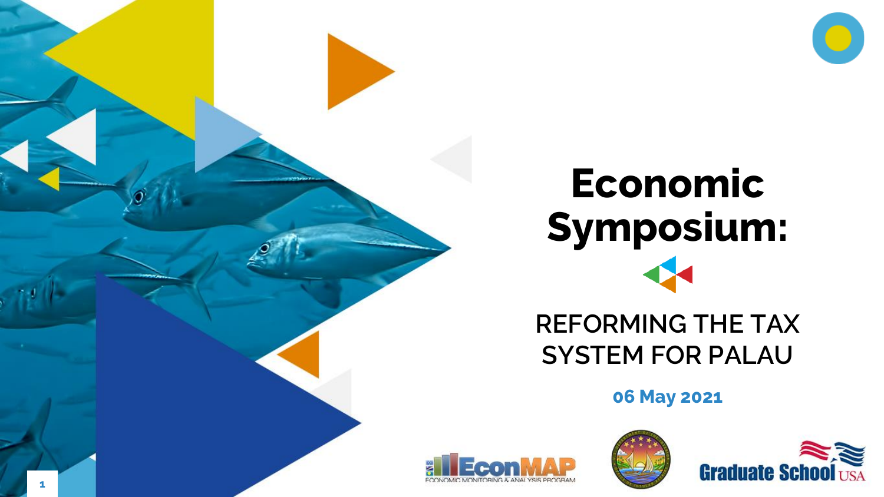# Economic Symposium:

## REFORMING THE TAX SYSTEM FOR PALAU

**06 May 2021**

EconMAP ECONOMIC MONITORING & ANALYSIS PROGRAM

Graduate School USA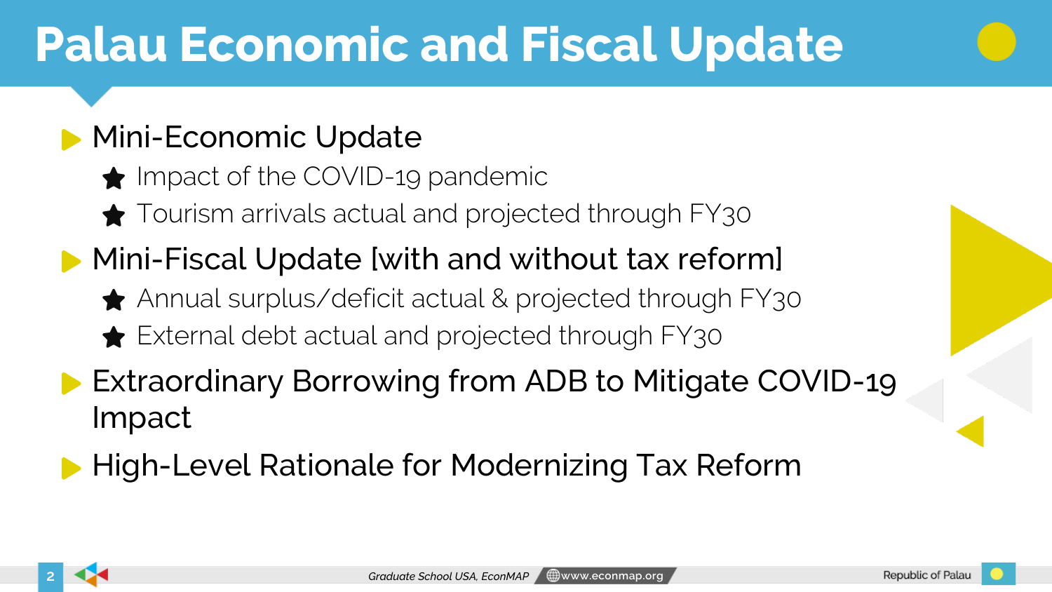# Palau Economic and Fiscal Update

- Mini-Economic Update
  - Impact of the COVID-19 pandemic
  - Tourism arrivals actual and projected through FY30
- Mini-Fiscal Update [with and without tax reform]
  - Annual surplus/deficit actual & projected through FY30
  - External debt actual and projected through FY30
- Extraordinary Borrowing from ADB to Mitigate COVID-19 Impact
- High-Level Rationale for Modernizing Tax Reform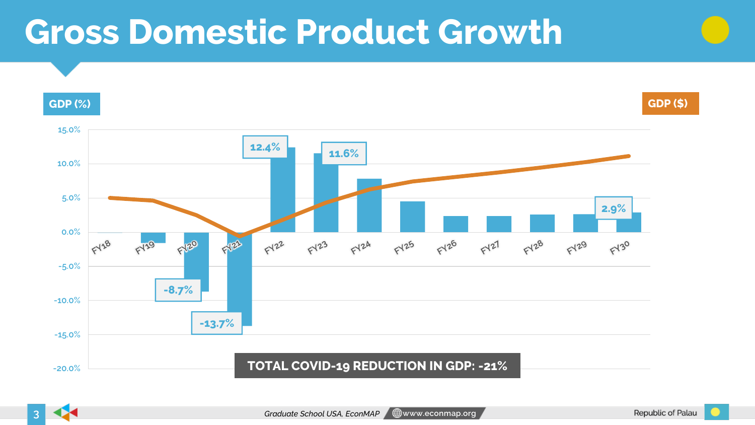# Gross Domestic Product Growth

GDP (%)

GDP ($)

15.0%
10.0%
5.0%
0.0%
-5.0%
-10.0%
-15.0%
-20.0%

FY18 FY19 FY20 FY21 FY22 FY23 FY24 FY25 FY26 FY27 FY28 FY29 FY30

12.4%

11.6%

2.9%

-8.7%

-13.7%

**TOTAL COVID-19 REDUCTION IN GDP: -21%**

*Graduate School USA, EconMAP* www.econmap.org

Republic of Palau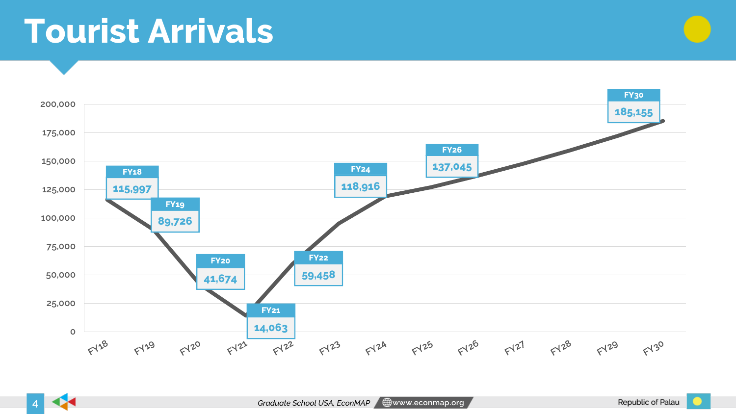# Tourist Arrivals

| Fiscal Year | Tourist Arrivals |
|---|---|
| FY18 | 115,997 |
| FY19 | 89,726 |
| FY20 | 41,674 |
| FY21 | 14,063 |
| FY22 | 59,458 |
| FY24 | 118,916 |
| FY26 | 137,045 |
| FY30 | 185,155 |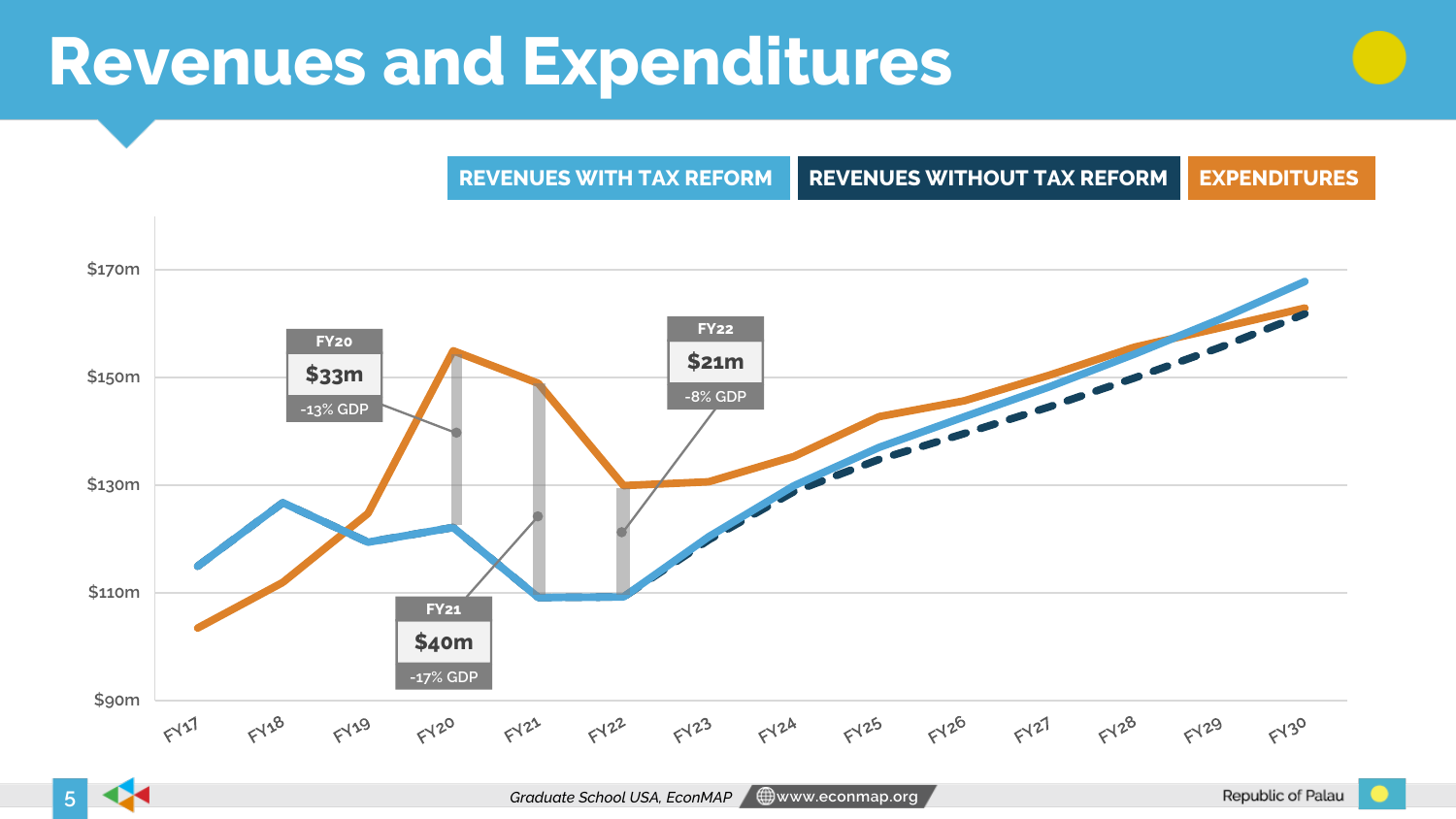# Revenues and Expenditures

REVENUES WITH TAX REFORM | REVENUES WITHOUT TAX REFORM | EXPENDITURES

FY20
**$33m**
-13% GDP

FY21
**$40m**
-17% GDP

FY22
**$21m**
-8% GDP

$170m
$150m
$130m
$110m
$90m

FY17 FY18 FY19 FY20 FY21 FY22 FY23 FY24 FY25 FY26 FY27 FY28 FY29 FY30

*Graduate School USA, EconMAP* www.econmap.org

Republic of Palau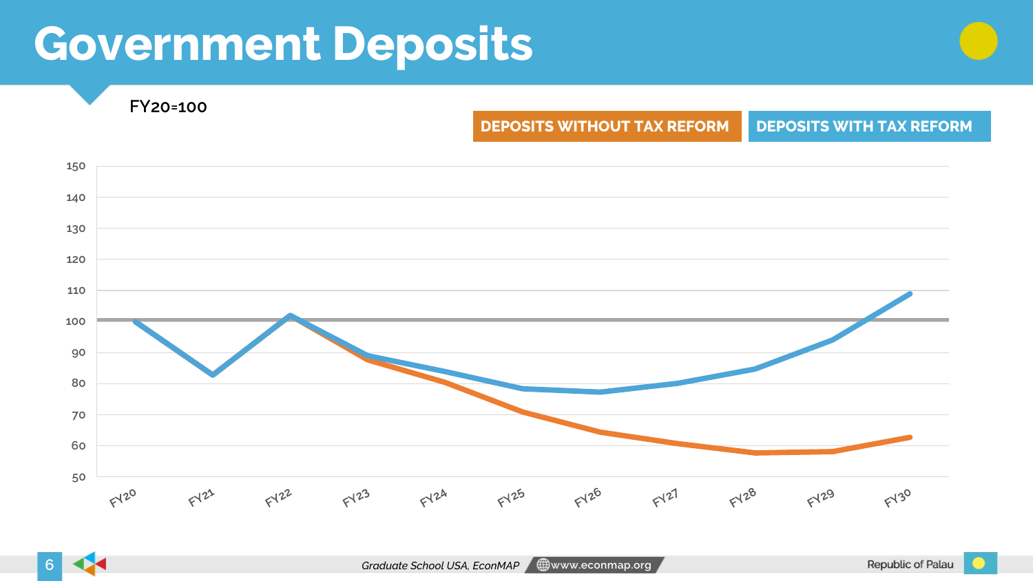# Government Deposits

FY20=100

DEPOSITS WITHOUT TAX REFORM | DEPOSITS WITH TAX REFORM

150
140
130
120
110
100
90
80
70
60
50

FY20 FY21 FY22 FY23 FY24 FY25 FY26 FY27 FY28 FY29 FY30

Graduate School USA, EconMAP www.econmap.org

Republic of Palau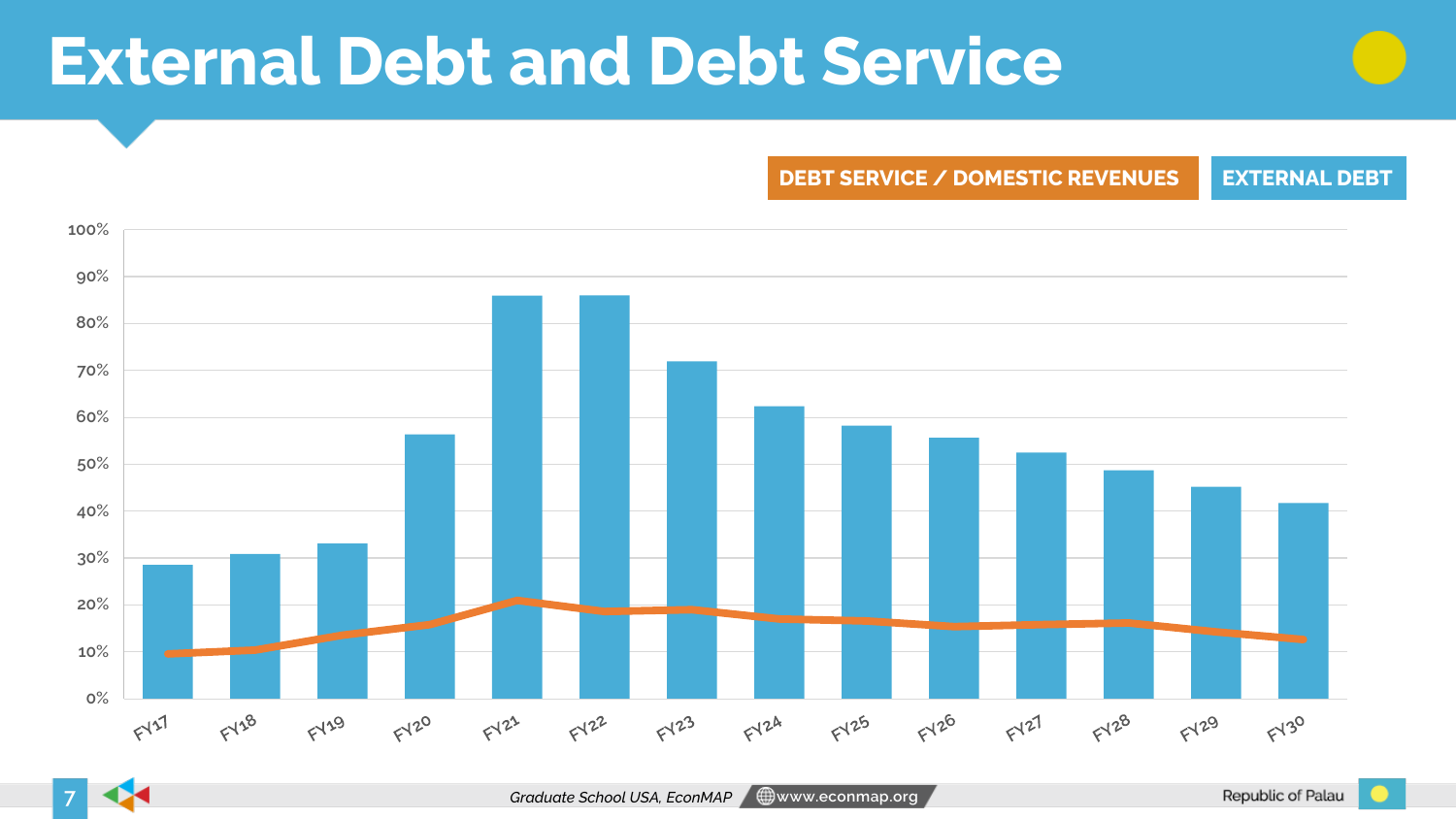# External Debt and Debt Service

DEBT SERVICE / DOMESTIC REVENUES

EXTERNAL DEBT

100%
90%
80%
70%
60%
50%
40%
30%
20%
10%
0%

FY17 FY18 FY19 FY20 FY21 FY22 FY23 FY24 FY25 FY26 FY27 FY28 FY29 FY30

*Graduate School USA, EconMAP* www.econmap.org

Republic of Palau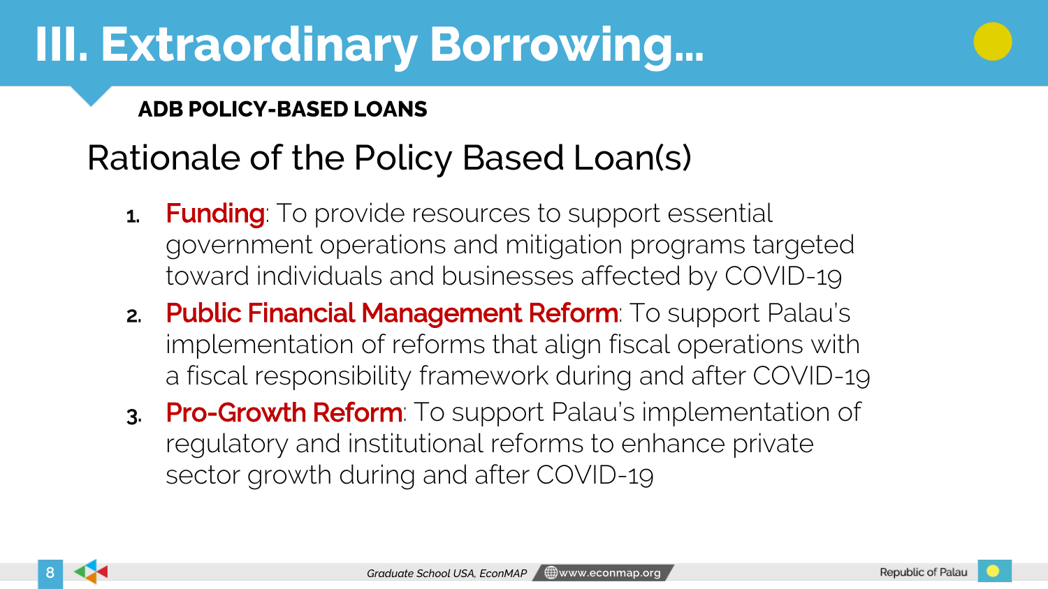# III. Extraordinary Borrowing...

**ADB POLICY-BASED LOANS**

## Rationale of the Policy Based Loan(s)

1. **Funding**: To provide resources to support essential government operations and mitigation programs targeted toward individuals and businesses affected by COVID-19
2. **Public Financial Management Reform**: To support Palau's implementation of reforms that align fiscal operations with a fiscal responsibility framework during and after COVID-19
3. **Pro-Growth Reform**: To support Palau's implementation of regulatory and institutional reforms to enhance private sector growth during and after COVID-19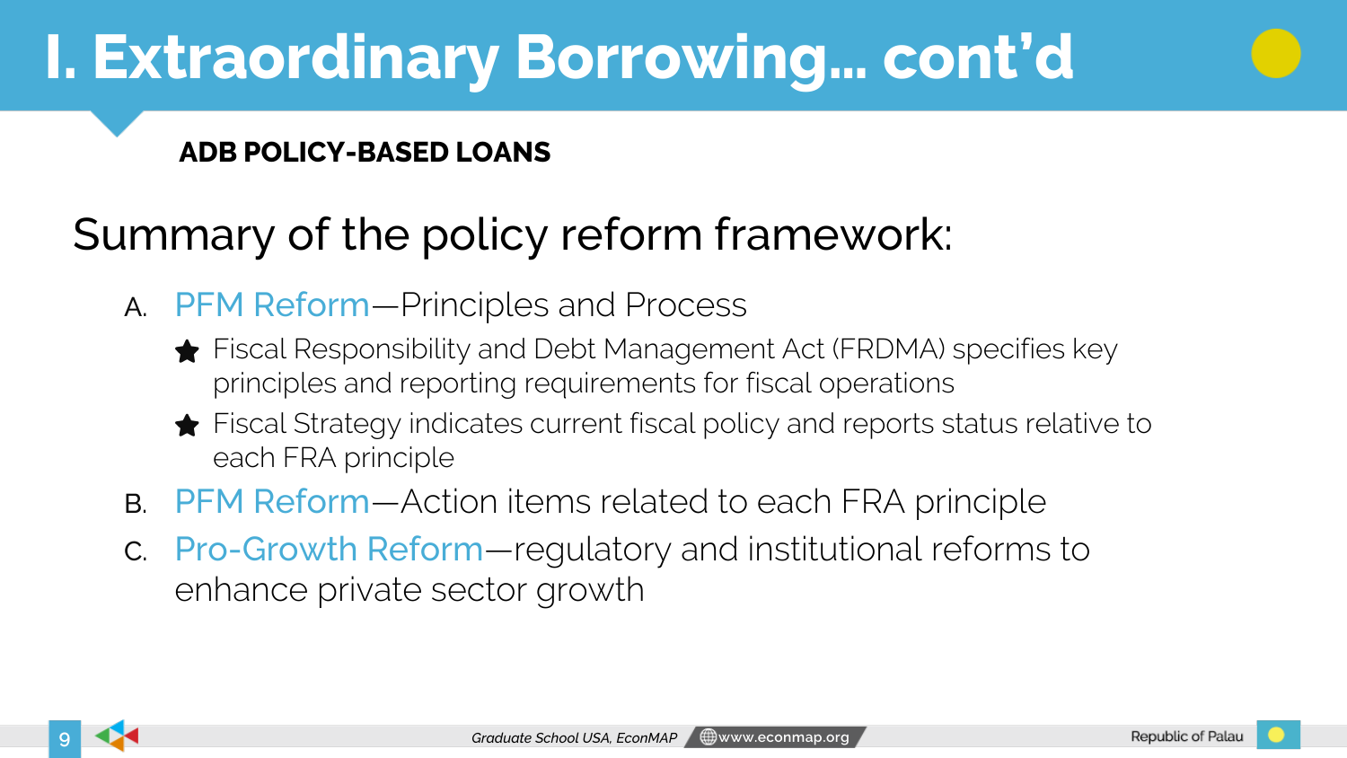# I. Extraordinary Borrowing… cont'd

**ADB POLICY-BASED LOANS**

## Summary of the policy reform framework:

A. PFM Reform—Principles and Process
   - Fiscal Responsibility and Debt Management Act (FRDMA) specifies key principles and reporting requirements for fiscal operations
   - Fiscal Strategy indicates current fiscal policy and reports status relative to each FRA principle

B. PFM Reform—Action items related to each FRA principle

C. Pro-Growth Reform—regulatory and institutional reforms to enhance private sector growth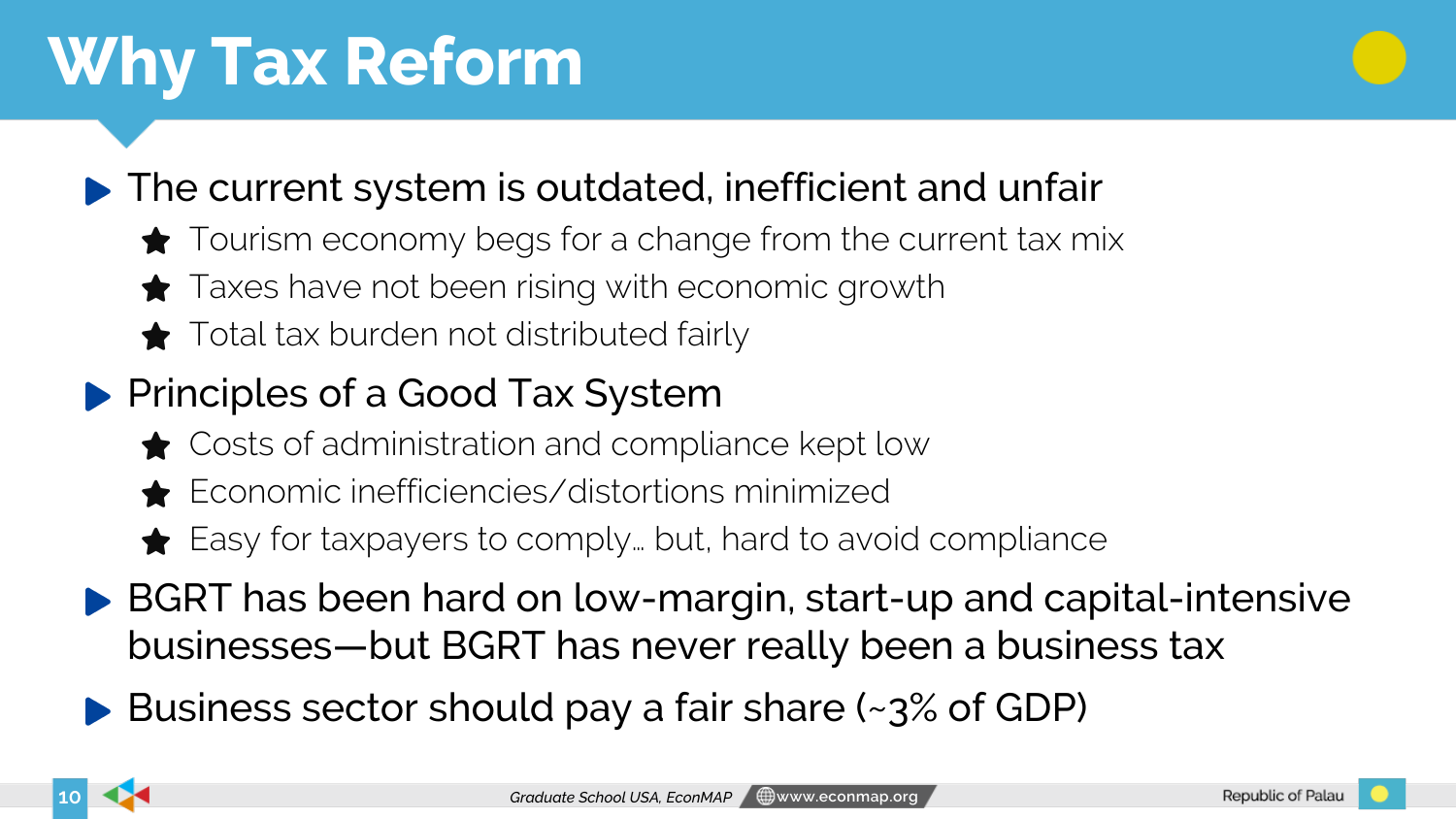# Why Tax Reform

- The current system is outdated, inefficient and unfair
  - Tourism economy begs for a change from the current tax mix
  - Taxes have not been rising with economic growth
  - Total tax burden not distributed fairly
- Principles of a Good Tax System
  - Costs of administration and compliance kept low
  - Economic inefficiencies/distortions minimized
  - Easy for taxpayers to comply… but, hard to avoid compliance
- BGRT has been hard on low-margin, start-up and capital-intensive businesses—but BGRT has never really been a business tax
- Business sector should pay a fair share (~3% of GDP)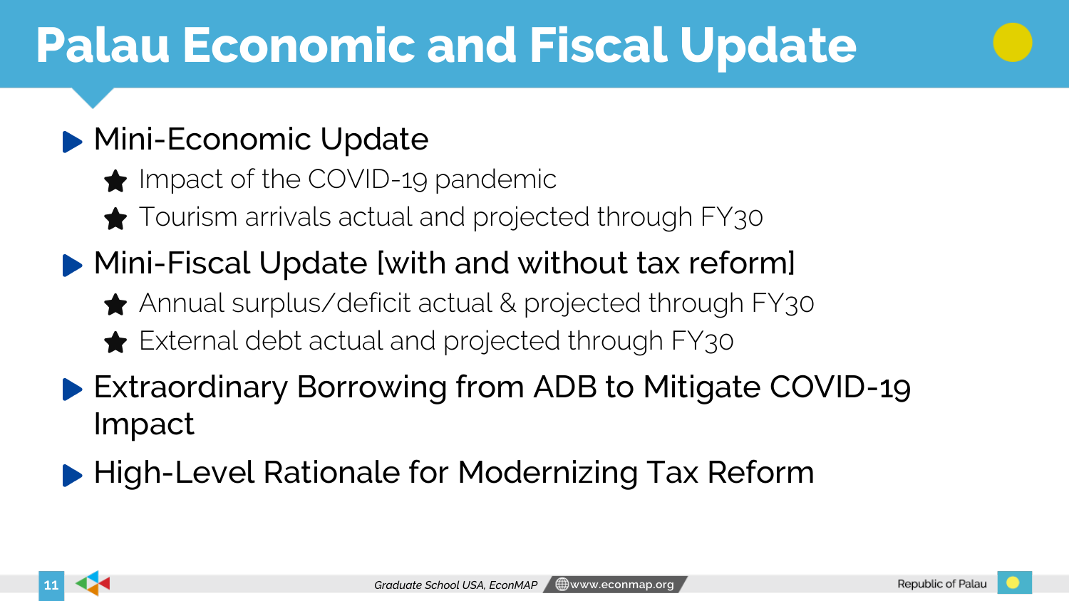# Palau Economic and Fiscal Update

- Mini-Economic Update
  - Impact of the COVID-19 pandemic
  - Tourism arrivals actual and projected through FY30
- Mini-Fiscal Update [with and without tax reform]
  - Annual surplus/deficit actual & projected through FY30
  - External debt actual and projected through FY30
- Extraordinary Borrowing from ADB to Mitigate COVID-19 Impact
- High-Level Rationale for Modernizing Tax Reform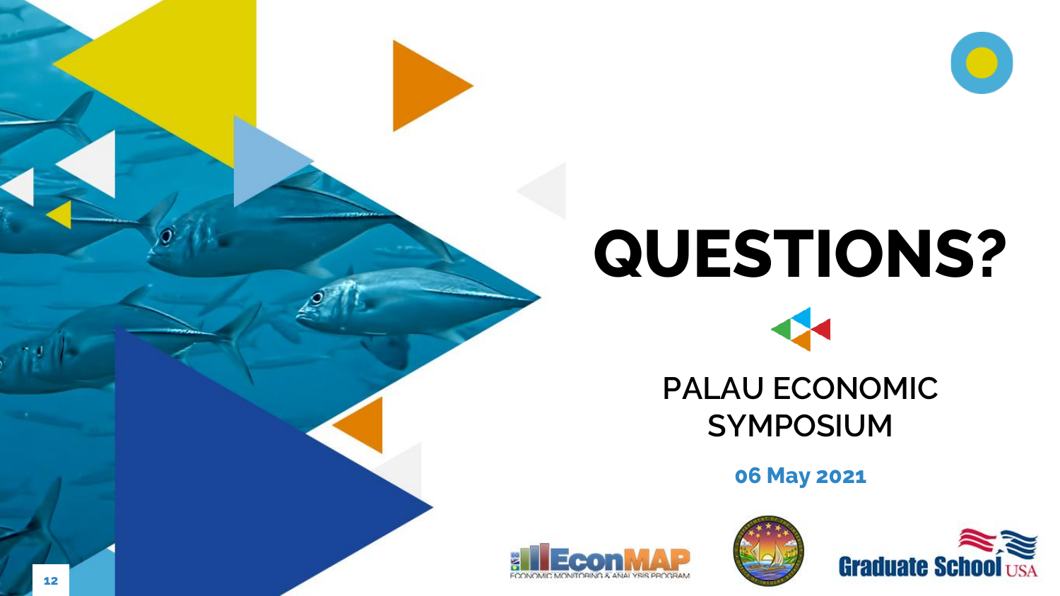# QUESTIONS?

PALAU ECONOMIC SYMPOSIUM

**06 May 2021**